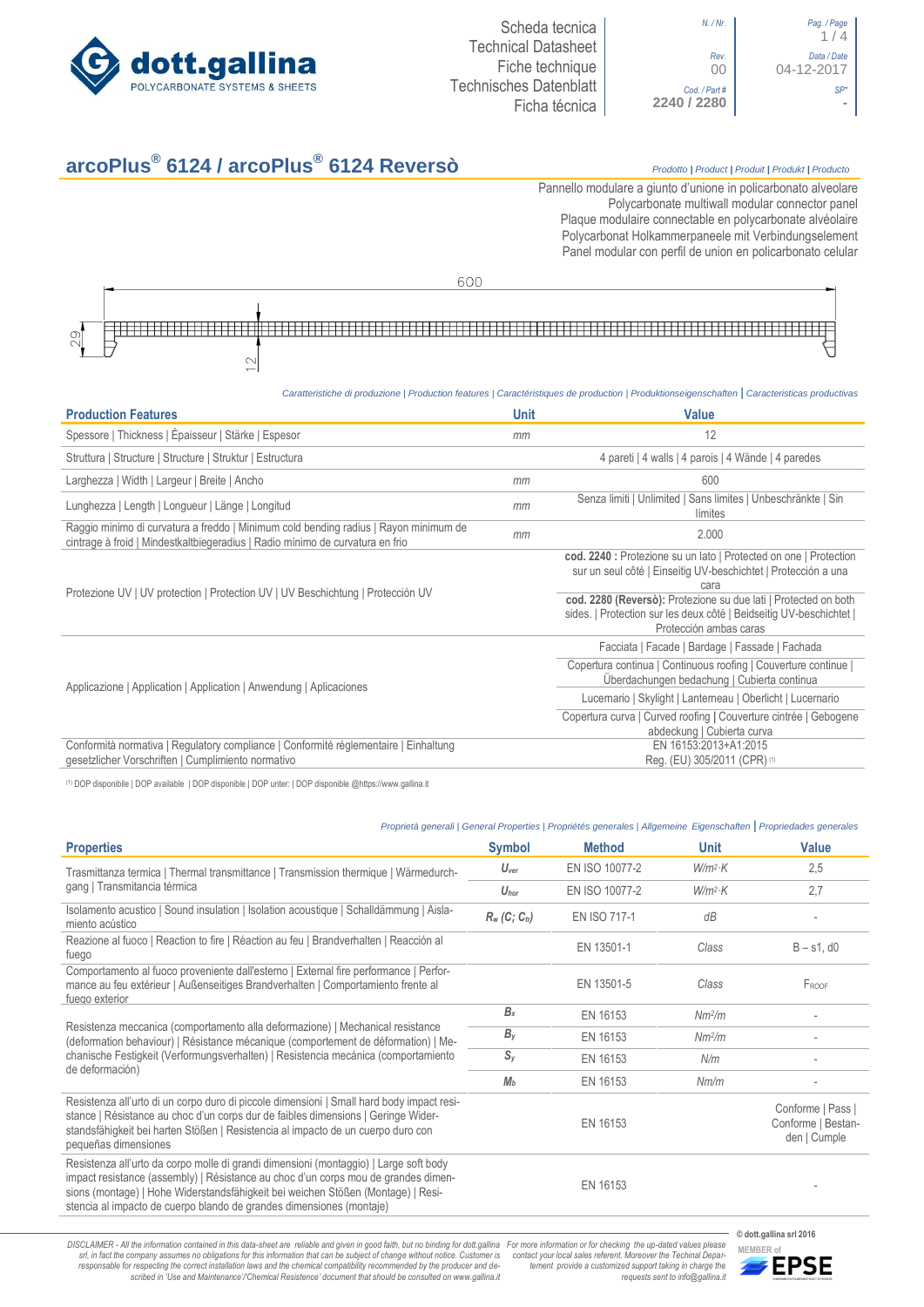# arcoPlus® 6124 / arcoPlus® 6124 Reversò

Scheda tecnica | Technical Datasheet | Fiche technique | Technisches Datenblatt | Ficha técnica

N. / Nr. | Rev. 00 | Cod. / Part # 2240 / 2280 | Data / Date 04-12-2017 | SP* -

*Prodotto | Product | Produit | Produkt | Producto*

Pannello modulare a giunto d'unione in policarbonato alveolare
Polycarbonate multiwall modular connector panel
Plaque modulaire connectable en polycarbonate alvéolaire
Polycarbonat Holkammerpaneele mit Verbindungselement
Panel modular con perfil de union en policarbonato celular

600

29

12

*Caratteristiche di produzione | Production features | Caractéristiques de production | Produktionseigenschaften | Caracteristicas productivas*

| Production Features | Unit | Value |
|---|---|---|
| Spessore \| Thickness \| Épaisseur \| Stärke \| Espesor | mm | 12 |
| Struttura \| Structure \| Structure \| Struktur \| Estructura | | 4 pareti \| 4 walls \| 4 parois \| 4 Wände \| 4 paredes |
| Larghezza \| Width \| Largeur \| Breite \| Ancho | mm | 600 |
| Lunghezza \| Length \| Longueur \| Länge \| Longitud | mm | Senza limiti \| Unlimited \| Sans limites \| Unbeschränkte \| Sin límites |
| Raggio minimo di curvatura a freddo \| Minimum cold bending radius \| Rayon minimum de cintrage à froid \| Mindestkaltbiegeradius \| Radio mínimo de curvatura en frio | mm | 2.000 |
| Protezione UV \| UV protection \| Protection UV \| UV Beschichtung \| Protección UV | | **cod. 2240 :** Protezione su un lato \| Protected on one \| Protection sur un seul côté \| Einseitig UV-beschichtet \| Protección a una cara |
| | | **cod. 2280 (Reversò):** Protezione su due lati \| Protected on both sides. \| Protection sur les deux côté \| Beidseitig UV-beschichtet \| Protección ambas caras |
| Applicazione \| Application \| Application \| Anwendung \| Aplicaciones | | Facciata \| Facade \| Bardage \| Fassade \| Fachada |
| | | Copertura continua \| Continuous roofing \| Couverture continue \| Überdachungen bedachung \| Cubierta continua |
| | | Lucernario \| Skylight \| Lanterneau \| Oberlicht \| Lucernario |
| | | Copertura curva \| Curved roofing \| Couverture cintrée \| Gebogene abdeckung \| Cubierta curva |
| Conformità normativa \| Regulatory compliance \| Conformité réglementaire \| Einhaltung gesetzlicher Vorschriften \| Cumplimiento normativo | | EN 16153:2013+A1:2015 Reg. (EU) 305/2011 (CPR) (1) |

(1) DOP disponibile | DOP available | DOP disponible | DOP unter: | DOP disponible @https://www.gallina.it

*Proprietà generali | General Properties | Propriétés generales | Allgemeine Eigenschaften | Propriedades generales*

| Properties | Symbol | Method | Unit | Value |
|---|---|---|---|---|
| Trasmittanza termica \| Thermal transmittance \| Transmission thermique \| Wärmedurchgang \| Transmitancia térmica | $U_{ver}$ | EN ISO 10077-2 | $W/m^2{\cdot}K$ | 2,5 |
| | $U_{hor}$ | EN ISO 10077-2 | $W/m^2{\cdot}K$ | 2,7 |
| Isolamento acustico \| Sound insulation \| Isolation acoustique \| Schalldämmung \| Aislamiento acústico | $R_w$ $(C; C_{tr})$ | EN ISO 717-1 | dB | - |
| Reazione al fuoco \| Reaction to fire \| Réaction au feu \| Brandverhalten \| Reacción al fuego | | EN 13501-1 | Class | B – s1, d0 |
| Comportamento al fuoco proveniente dall'esterno \| External fire performance \| Performance au feu extérieur \| Außenseitiges Brandverhalten \| Comportamiento frente al fuego exterior | | EN 13501-5 | Class | $F_{ROOF}$ |
| Resistenza meccanica (comportamento alla deformazione) \| Mechanical resistance (deformation behaviour) \| Résistance mécanique (comportement de déformation) \| Mechanische Festigkeit (Verformungsverhalten) \| Resistencia mecánica (comportamiento de deformación) | $B_x$ | EN 16153 | $Nm^2/m$ | - |
| | $B_y$ | EN 16153 | $Nm^2/m$ | - |
| | $S_y$ | EN 16153 | N/m | - |
| | $M_b$ | EN 16153 | Nm/m | - |
| Resistenza all'urto di un corpo duro di piccole dimensioni \| Small hard body impact resistance \| Résistance au choc d'un corps dur de faibles dimensions \| Geringe Widerstandsfähigkeit bei harten Stößen \| Resistencia al impacto de un cuerpo duro con pequeñas dimensiones | | EN 16153 | | Conforme \| Pass \| Conforme \| Bestanden \| Cumple |
| Resistenza all'urto da corpo molle di grandi dimensioni (montaggio) \| Large soft body impact resistance (assembly) \| Résistance au choc d'un corps mou de grandes dimensions (montage) \| Hohe Widerstandsfähigkeit bei weichen Stößen (Montage) \| Resistencia al impacto de cuerpo blando de grandes dimensiones (montaje) | | EN 16153 | | - |

*DISCLAIMER - All the information contained in this data-sheet are reliable and given in good faith, but no binding for dott.gallina srl, in fact the company assumes no obligations for this information that can be subject of change without notice. Customer is responsable for respecting the correct installation laws and the chemical compatibility recommended by the producer and described in 'Use and Maintenance'/'Chemical Resistence' document that should be consulted on www.gallina.it For more information or for checking the up-dated values please contact your local sales referent. Moreover the Techinal Department provide a customized support taking in charge the requests sent to info@gallina.it*

© dott.gallina srl 2016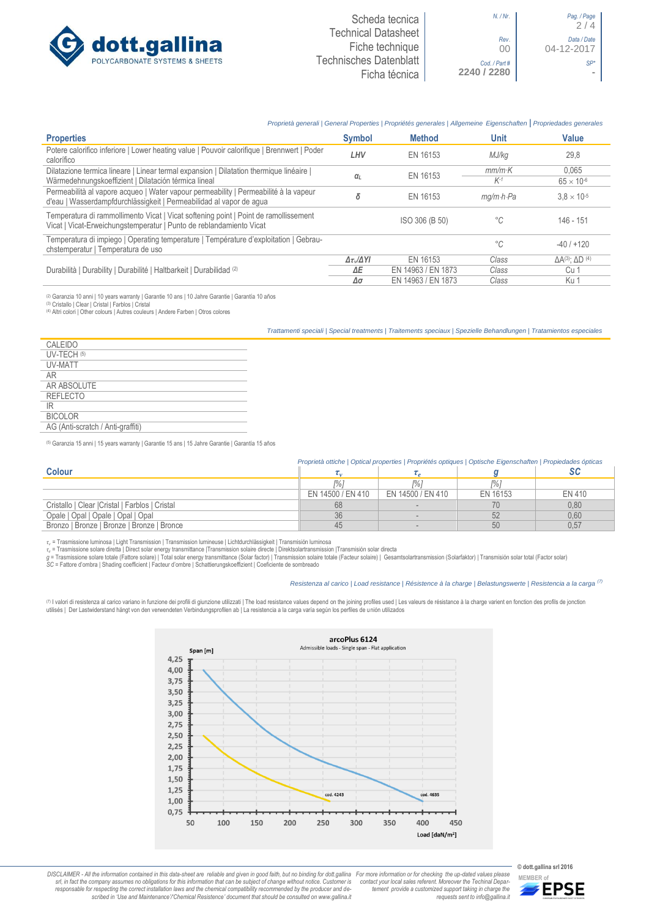*Proprietà generali | General Properties | Propriétés generales | Allgemeine Eigenschaften | Propriedades generales*

| Properties | Symbol | Method | Unit | Value |
|---|---|---|---|---|
| Potere calorifico inferiore \| Lower heating value \| Pouvoir calorifique \| Brennwert \| Poder calorífico | *LHV* | EN 16153 | *MJ/kg* | 29,8 |
| Dilatazione termica lineare \| Linear termal expansion \| Dilatation thermique linéaire \| Wärmedehnungskoeffizient \| Dilatación térmica lineal | $\alpha_L$ | EN 16153 | *mm/m·K* | 0,065 |
| | | | *$K^{-1}$* | $65 \times 10^{-6}$ |
| Permeabilità al vapore acqueo \| Water vapour permeability \| Permeabilité à la vapeur d'eau \| Wasserdampfdurchlässigkeit \| Permeabilidad al vapor de agua | $\delta$ | EN 16153 | *mg/m·h·Pa* | $3{,}8 \times 10^{-5}$ |
| Temperatura di rammollimento Vicat \| Vicat softening point \| Point de ramollissement Vicat \| Vicat-Erweichungstemperatur \| Punto de reblandamiento Vicat | | ISO 306 (B 50) | °C | 146 - 151 |
| Temperatura di impiego \| Operating temperature \| Température d'exploitation \| Gebrauchstemperatur \| Temperatura de uso | | | °C | -40 / +120 |
| Durabilità \| Durability \| Durabilité \| Haltbarkeit \| Durabilidad [2] | $\Delta\tau_v/\Delta YI$ | EN 16153 | *Class* | ΔA[3]; ΔD [4] |
| | $\Delta E$ | EN 14963 / EN 1873 | *Class* | Cu 1 |
| | $\Delta\sigma$ | EN 14963 / EN 1873 | *Class* | Ku 1 |

[2] Garanzia 10 anni | 10 years warranty | Garantie 10 ans | 10 Jahre Garantie | Garantía 10 años
[3] Cristallo | Clear | Cristal | Farblos | Cristal
[4] Altri colori | Other colours | Autres couleurs | Andere Farben | Otros colores

*Trattamenti speciali | Special treatments | Traitements speciaux | Spezielle Behandlungen | Tratamientos especiales*

- CALEIDO
- UV-TECH [5]
- UV-MATT
- AR
- AR ABSOLUTE
- REFLECTO
- IR
- BICOLOR
- AG (Anti-scratch / Anti-graffiti)

[5] Garanzia 15 anni | 15 years warranty | Garantie 15 ans | 15 Jahre Garantie | Garantía 15 años

*Proprietà ottiche | Optical properties | Propriétés optiques | Optische Eigenschaften | Propiedades ópticas*

| Colour | $\tau_v$ | $\tau_e$ | $g$ | SC |
|---|---|---|---|---|
| | [%] | [%] | [%] | |
| | EN 14500 / EN 410 | EN 14500 / EN 410 | EN 16153 | EN 410 |
| Cristallo \| Clear \|Cristal \| Farblos \| Cristal | 68 | - | 70 | 0,80 |
| Opale \| Opal \| Opale \| Opal \| Opal | 36 | - | 52 | 0,60 |
| Bronzo \| Bronze \| Bronze \| Bronze \| Bronce | 45 | - | 50 | 0,57 |

$\tau_v$ = Trasmissione luminosa | Light Transmission | Transmission lumineuse | Lichtdurchlässigkeit | Transmisión luminosa
$\tau_e$ = Trasmissione solare diretta | Direct solar energy transmittance |Transmission solaire directe | Direktsolartransmission |Transmisión solar directa
$g$ = Trasmissione solare totale (Fattore solare) | Total solar energy transmittance (Solar factor) | Transmission solaire totale (Facteur solaire) | Gesamtsolartransmission (Solarfaktor) | Transmisión solar total (Factor solar)
$SC$ = Fattore d'ombra | Shading coefficient | Facteur d'ombre | Schattierungskoeffizient | Coeficiente de sombreado

*Resistenza al carico | Load resistance | Résistence à la charge | Belastungswerte | Resistencia a la carga [7]*

[7] I valori di resistenza al carico variano in funzione dei profili di giunzione utilizzati | The load resistance values depend on the joining profiles used | Les valeurs de résistance à la charge varient en fonction des profils de jonction utilisés | Der Lastwiderstand hängt von den verwendeten Verbindungsprofilen ab | La resistencia a la carga varía según los perfiles de unión utilizados

**arcoPlus 6124**
Admissible loads - Single span - Flat application

Span [m] (0,75 – 4,25) vs Load [daN/m²] (50 – 450); curves: cod. 4243, cod. 4635

*DISCLAIMER - All the information contained in this data-sheet are reliable and given in good faith, but no binding for dott.gallina srl, in fact the company assumes no obligations for this information that can be subject of change without notice. Customer is responsable for respecting the correct installation laws and the chemical compatibility recommended by the producer and described in 'Use and Maintenance'/'Chemical Resistence' document that should be consulted on www.gallina.it*

*For more information or for checking the up-dated values please contact your local sales referent. Moreover the Techinal Department provide a customized support taking in charge the requests sent to info@gallina.it*

© dott.gallina srl 2016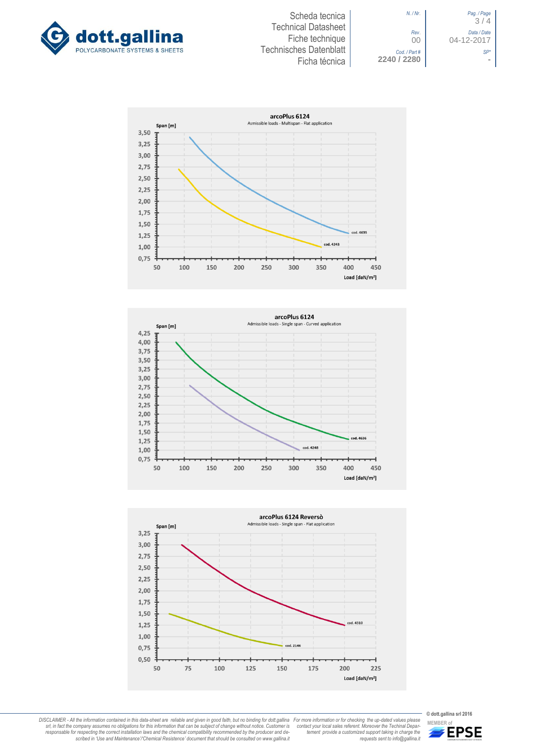## arcoPlus 6124

Asmissible loads - Multispan - Flat application

Span [m]

3,50
3,25
3,00
2,75
2,50
2,25
2,00
1,75
1,50
1,25
1,00
0,75

50 100 150 200 250 300 350 400 450

Load [daN/m²]

cod. 4635

cod. 4243

## arcoPlus 6124

Admissible loads - Single span - Curved application

Span [m]

4,25
4,00
3,75
3,50
3,25
3,00
2,75
2,50
2,25
2,00
1,75
1,50
1,25
1,00
0,75

50 100 150 200 250 300 350 400 450

Load [daN/m²]

cod. 4636

cod. 4248

## arcoPlus 6124 Reversò

Admissible loads - Single span - Flat application

Span [m]

3,25
3,00
2,75
2,50
2,25
2,00
1,75
1,50
1,25
1,00
0,75
0,50

50 75 100 125 150 175 200 225

Load [daN/m²]

cod. 4310

cod. 2146

*DISCLAIMER - All the information contained in this data-sheet are reliable and given in good faith, but no binding for dott.gallina srl, in fact the company assumes no obligations for this information that can be subject of change without notice. Customer is responsable for respecting the correct installation laws and the chemical compatibility recommended by the producer and described in 'Use and Maintenance'/'Chemical Resistence' document that should be consulted on www.gallina.it*

*For more information or for checking the up-dated values please contact your local sales referent. Moreover the Techinal Departement provide a customized support taking in charge the requests sent to info@gallina.it*

© dott.gallina srl 2016

MEMBER of EPSE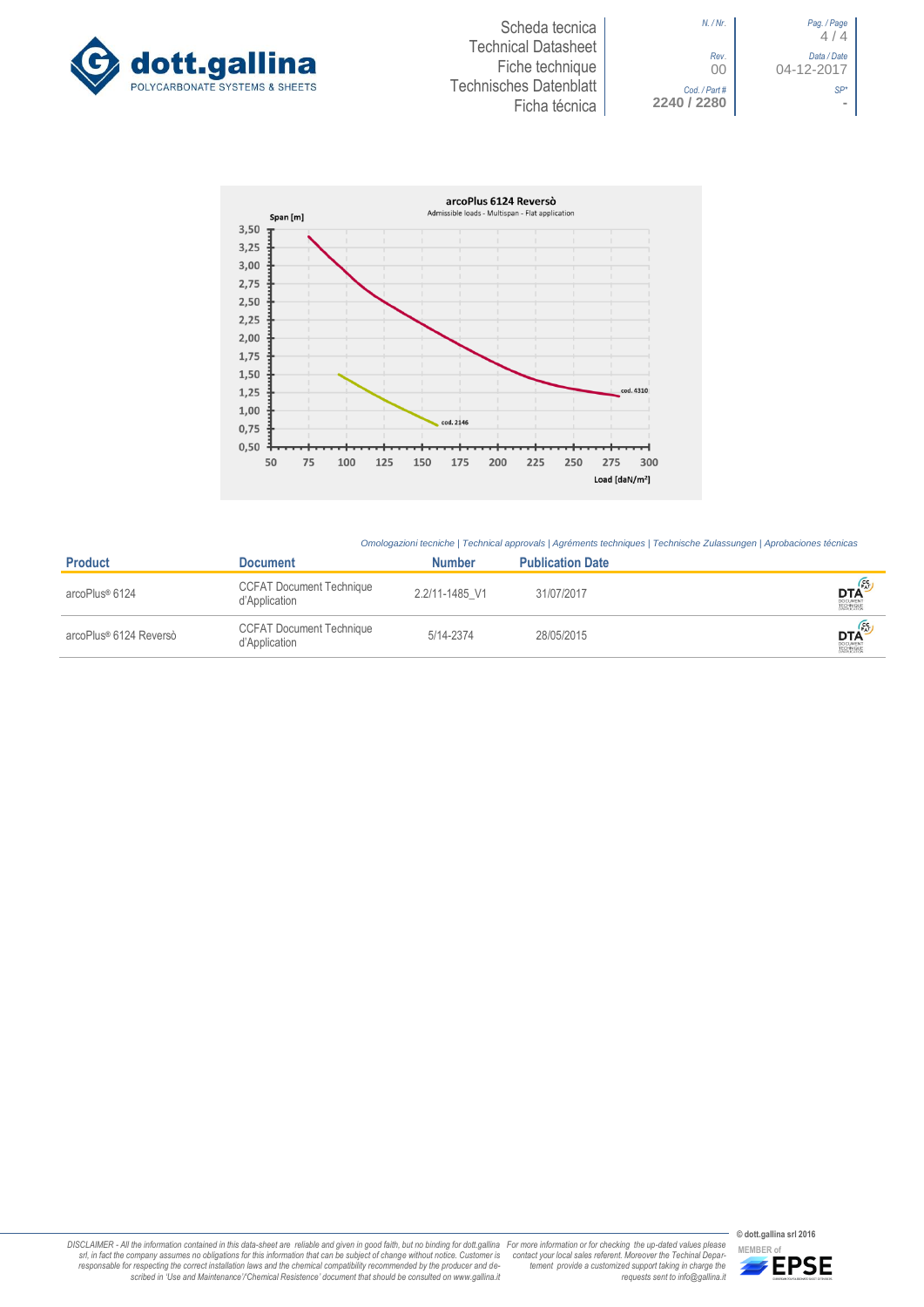arcoPlus 6124 Reversò

Admissible loads - Multispan - Flat application

Span [m]

3,50
3,25
3,00
2,75
2,50
2,25
2,00
1,75
1,50
1,25
1,00
0,75
0,50

50 75 100 125 150 175 200 225 250 275 300

Load [daN/m²]

cod. 4310

cod. 2146

*Omologazioni tecniche | Technical approvals | Agréments techniques | Technische Zulassungen | Aprobaciones técnicas*

| Product | Document | Number | Publication Date | |
|---|---|---|---|---|
| arcoPlus® 6124 | CCFAT Document Technique d'Application | 2.2/11-1485_V1 | 31/07/2017 | DTA DOCUMENT TECHNIQUE |
| arcoPlus® 6124 Reversò | CCFAT Document Technique d'Application | 5/14-2374 | 28/05/2015 | DTA DOCUMENT TECHNIQUE |

*DISCLAIMER - All the information contained in this data-sheet are reliable and given in good faith, but no binding for dott.gallina srl, in fact the company assumes no obligations for this information that can be subject of change without notice. Customer is responsable for respecting the correct installation laws and the chemical compatibility recommended by the producer and described in 'Use and Maintenance'/'Chemical Resistence' document that should be consulted on www.gallina.it*

*For more information or for checking the up-dated values please contact your local sales referent. Moreover the Techinal Department provide a customized support taking in charge the requests sent to info@gallina.it*

© dott.gallina srl 2016

MEMBER of EPSE